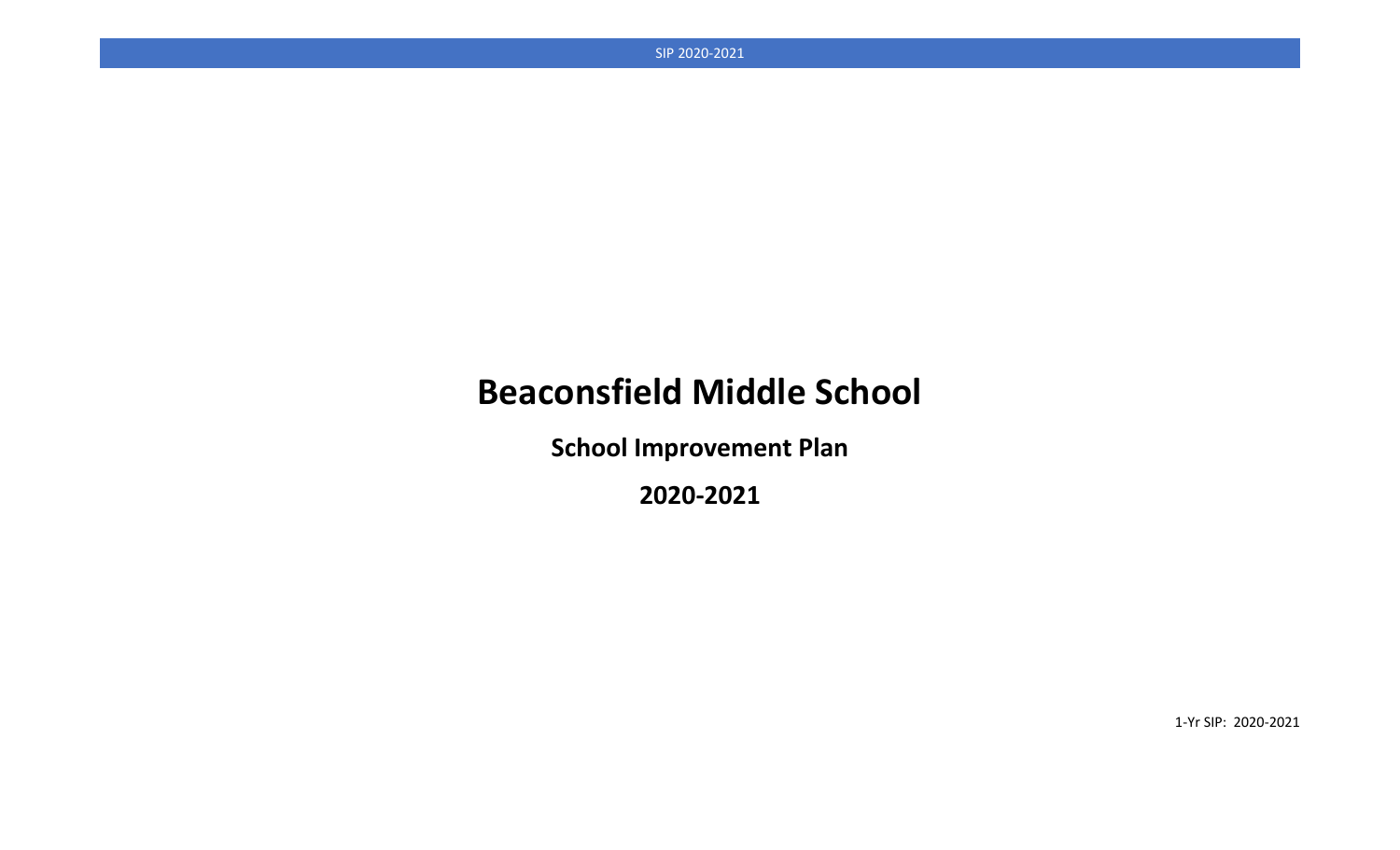# Beaconsfield Middle School

## School Improvement Plan

## 2020-2021

1-Yr SIP: 2020-2021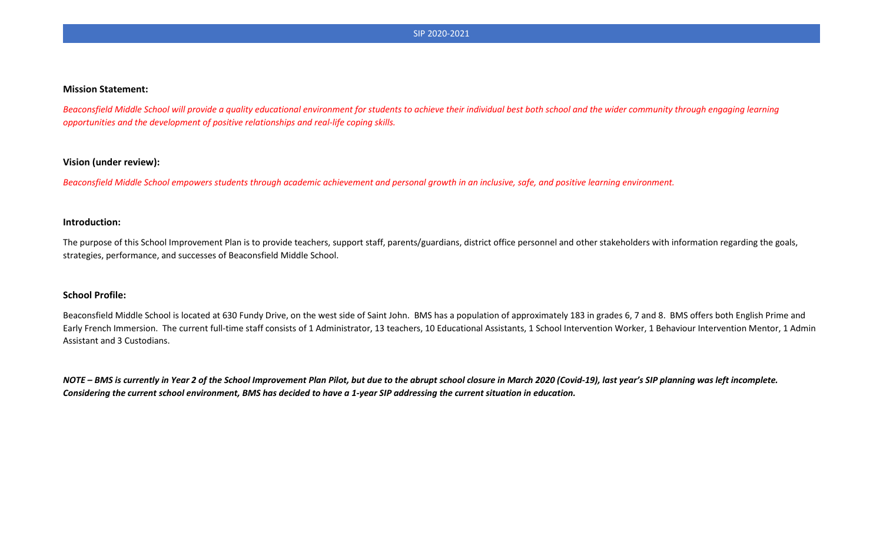**Mission Statement:**

*Beaconsfield Middle School will provide a quality educational environment for students to achieve their individual best both school and the wider community through engaging learning opportunities and the development of positive relationships and real-life coping skills.*

**Vision (under review):**

*Beaconsfield Middle School empowers students through academic achievement and personal growth in an inclusive, safe, and positive learning environment.*

**Introduction:**

The purpose of this School Improvement Plan is to provide teachers, support staff, parents/guardians, district office personnel and other stakeholders with information regarding the goals, strategies, performance, and successes of Beaconsfield Middle School.

**School Profile:**

Beaconsfield Middle School is located at 630 Fundy Drive, on the west side of Saint John. BMS has a population of approximately 183 in grades 6, 7 and 8. BMS offers both English Prime and Early French Immersion. The current full-time staff consists of 1 Administrator, 13 teachers, 10 Educational Assistants, 1 School Intervention Worker, 1 Behaviour Intervention Mentor, 1 Admin Assistant and 3 Custodians.

***NOTE – BMS is currently in Year 2 of the School Improvement Plan Pilot, but due to the abrupt school closure in March 2020 (Covid-19), last year's SIP planning was left incomplete. Considering the current school environment, BMS has decided to have a 1-year SIP addressing the current situation in education.***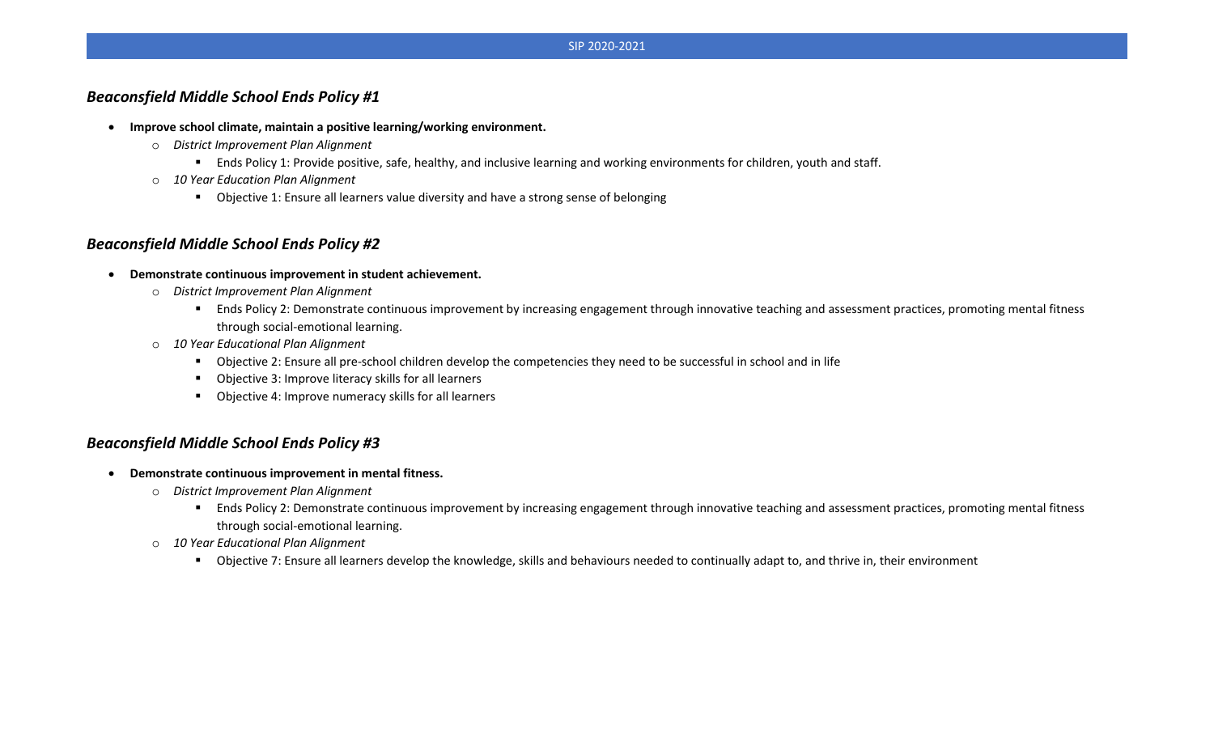## *Beaconsfield Middle School Ends Policy #1*

- **Improve school climate, maintain a positive learning/working environment.**
    - *District Improvement Plan Alignment*
        - Ends Policy 1: Provide positive, safe, healthy, and inclusive learning and working environments for children, youth and staff.
    - *10 Year Education Plan Alignment*
        - Objective 1: Ensure all learners value diversity and have a strong sense of belonging

## *Beaconsfield Middle School Ends Policy #2*

- **Demonstrate continuous improvement in student achievement.**
    - *District Improvement Plan Alignment*
        - Ends Policy 2: Demonstrate continuous improvement by increasing engagement through innovative teaching and assessment practices, promoting mental fitness through social-emotional learning.
    - *10 Year Educational Plan Alignment*
        - Objective 2: Ensure all pre-school children develop the competencies they need to be successful in school and in life
        - Objective 3: Improve literacy skills for all learners
        - Objective 4: Improve numeracy skills for all learners

## *Beaconsfield Middle School Ends Policy #3*

- **Demonstrate continuous improvement in mental fitness.**
    - *District Improvement Plan Alignment*
        - Ends Policy 2: Demonstrate continuous improvement by increasing engagement through innovative teaching and assessment practices, promoting mental fitness through social-emotional learning.
    - *10 Year Educational Plan Alignment*
        - Objective 7: Ensure all learners develop the knowledge, skills and behaviours needed to continually adapt to, and thrive in, their environment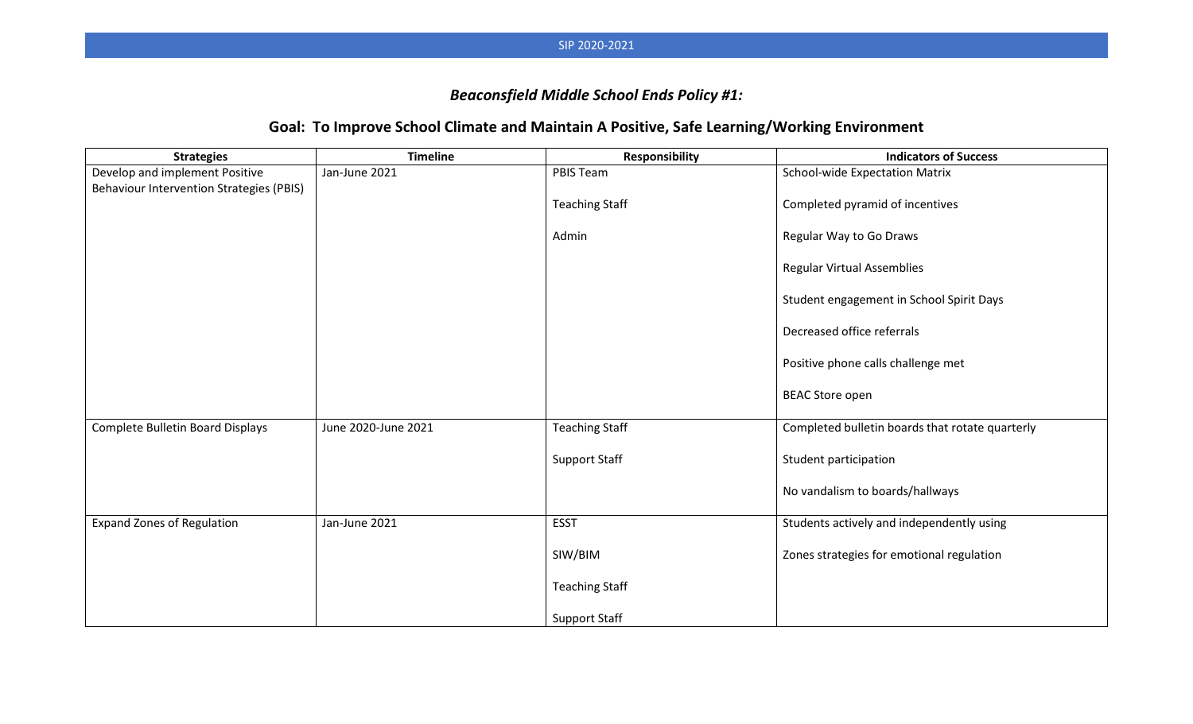## *Beaconsfield Middle School Ends Policy #1:*

## Goal: To Improve School Climate and Maintain A Positive, Safe Learning/Working Environment

| Strategies | Timeline | Responsibility | Indicators of Success |
|---|---|---|---|
| Develop and implement Positive Behaviour Intervention Strategies (PBIS) | Jan-June 2021 | PBIS Team<br><br>Teaching Staff<br><br>Admin | School-wide Expectation Matrix<br><br>Completed pyramid of incentives<br><br>Regular Way to Go Draws<br><br>Regular Virtual Assemblies<br><br>Student engagement in School Spirit Days<br><br>Decreased office referrals<br><br>Positive phone calls challenge met<br><br>BEAC Store open |
| Complete Bulletin Board Displays | June 2020-June 2021 | Teaching Staff<br><br>Support Staff | Completed bulletin boards that rotate quarterly<br><br>Student participation<br><br>No vandalism to boards/hallways |
| Expand Zones of Regulation | Jan-June 2021 | ESST<br><br>SIW/BIM<br><br>Teaching Staff<br><br>Support Staff | Students actively and independently using<br><br>Zones strategies for emotional regulation |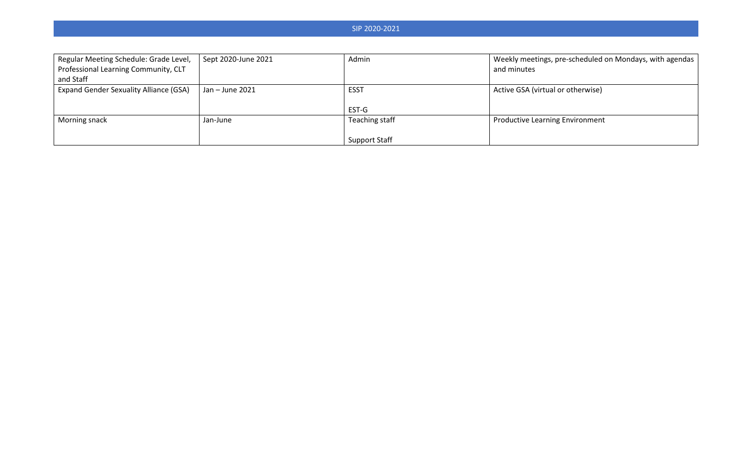| | | | |
|---|---|---|---|
| Regular Meeting Schedule: Grade Level, Professional Learning Community, CLT and Staff | Sept 2020-June 2021 | Admin | Weekly meetings, pre-scheduled on Mondays, with agendas and minutes |
| Expand Gender Sexuality Alliance (GSA) | Jan – June 2021 | ESST<br><br>EST-G | Active GSA (virtual or otherwise) |
| Morning snack | Jan-June | Teaching staff<br><br>Support Staff | Productive Learning Environment |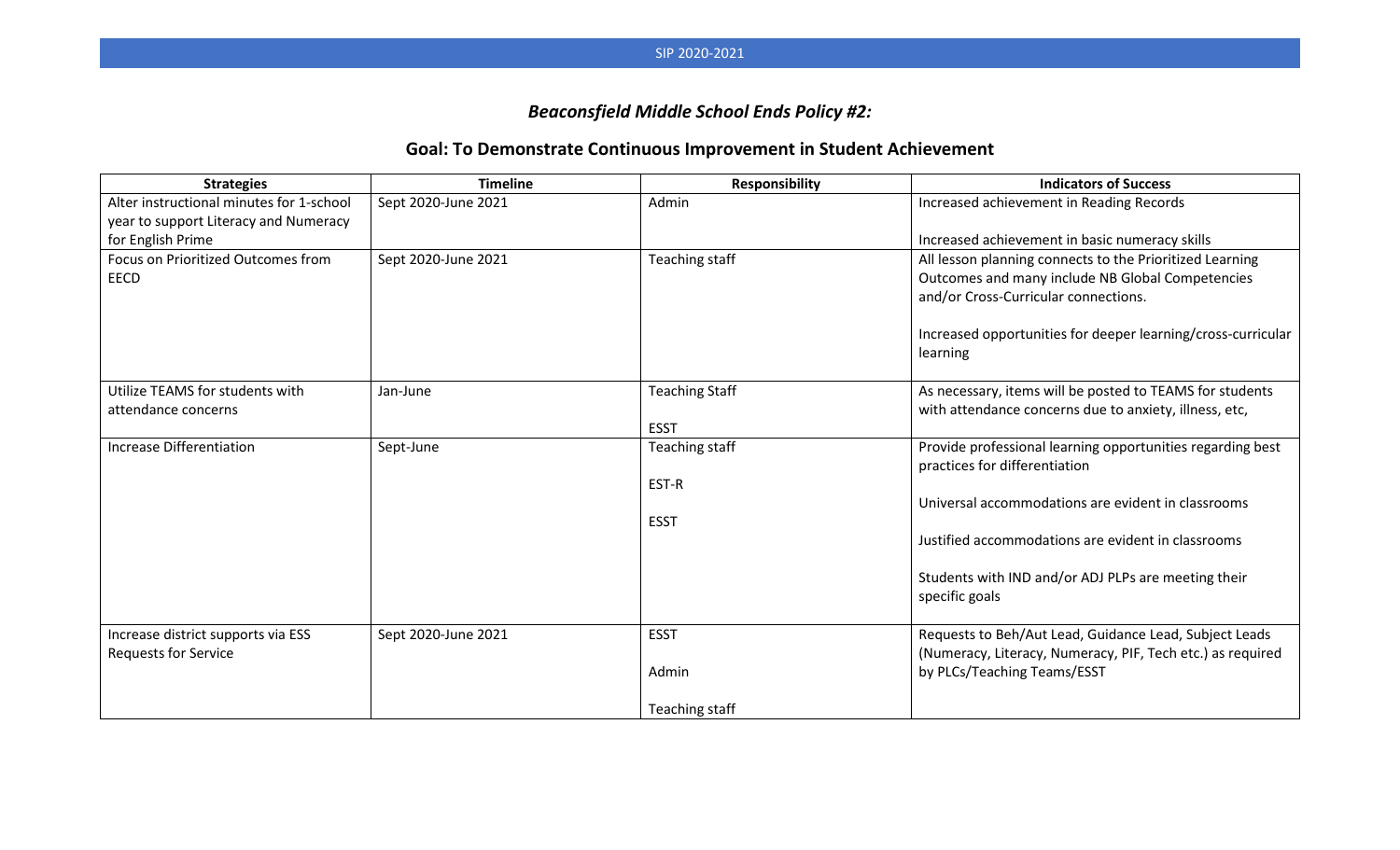## *Beaconsfield Middle School Ends Policy #2:*

## Goal: To Demonstrate Continuous Improvement in Student Achievement

| Strategies | Timeline | Responsibility | Indicators of Success |
|---|---|---|---|
| Alter instructional minutes for 1-school year to support Literacy and Numeracy for English Prime | Sept 2020-June 2021 | Admin | Increased achievement in Reading Records<br><br>Increased achievement in basic numeracy skills |
| Focus on Prioritized Outcomes from EECD | Sept 2020-June 2021 | Teaching staff | All lesson planning connects to the Prioritized Learning Outcomes and many include NB Global Competencies and/or Cross-Curricular connections.<br><br>Increased opportunities for deeper learning/cross-curricular learning |
| Utilize TEAMS for students with attendance concerns | Jan-June | Teaching Staff<br><br>ESST | As necessary, items will be posted to TEAMS for students with attendance concerns due to anxiety, illness, etc, |
| Increase Differentiation | Sept-June | Teaching staff<br><br>EST-R<br><br>ESST | Provide professional learning opportunities regarding best practices for differentiation<br><br>Universal accommodations are evident in classrooms<br><br>Justified accommodations are evident in classrooms<br><br>Students with IND and/or ADJ PLPs are meeting their specific goals |
| Increase district supports via ESS Requests for Service | Sept 2020-June 2021 | ESST<br><br>Admin<br><br>Teaching staff | Requests to Beh/Aut Lead, Guidance Lead, Subject Leads (Numeracy, Literacy, Numeracy, PIF, Tech etc.) as required by PLCs/Teaching Teams/ESST |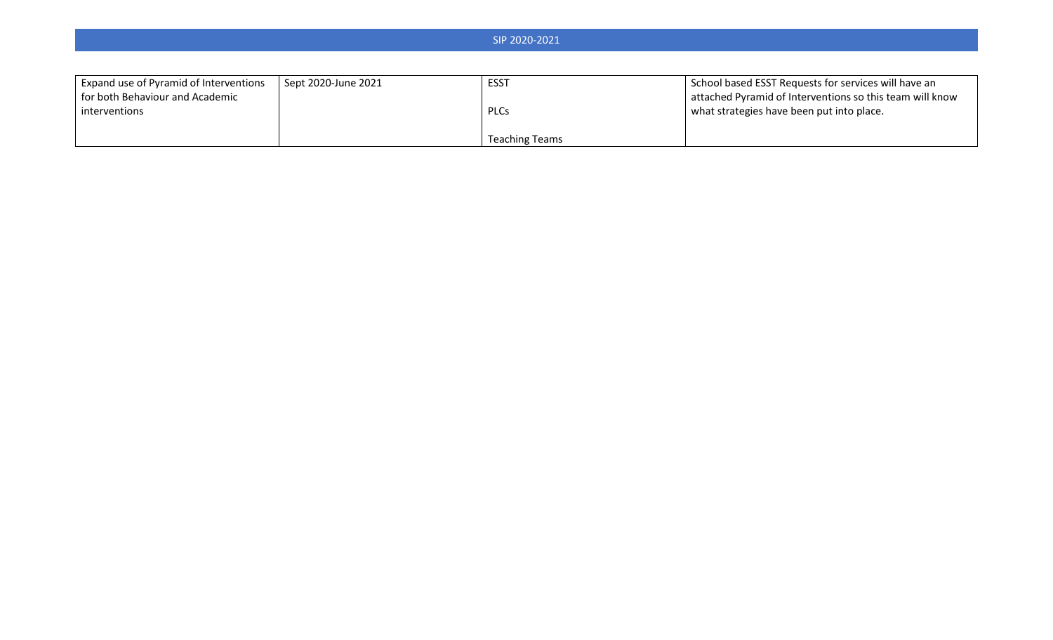| Expand use of Pyramid of Interventions for both Behaviour and Academic interventions | Sept 2020-June 2021 | ESST<br><br>PLCs<br><br>Teaching Teams | School based ESST Requests for services will have an attached Pyramid of Interventions so this team will know what strategies have been put into place. |
| --- | --- | --- | --- |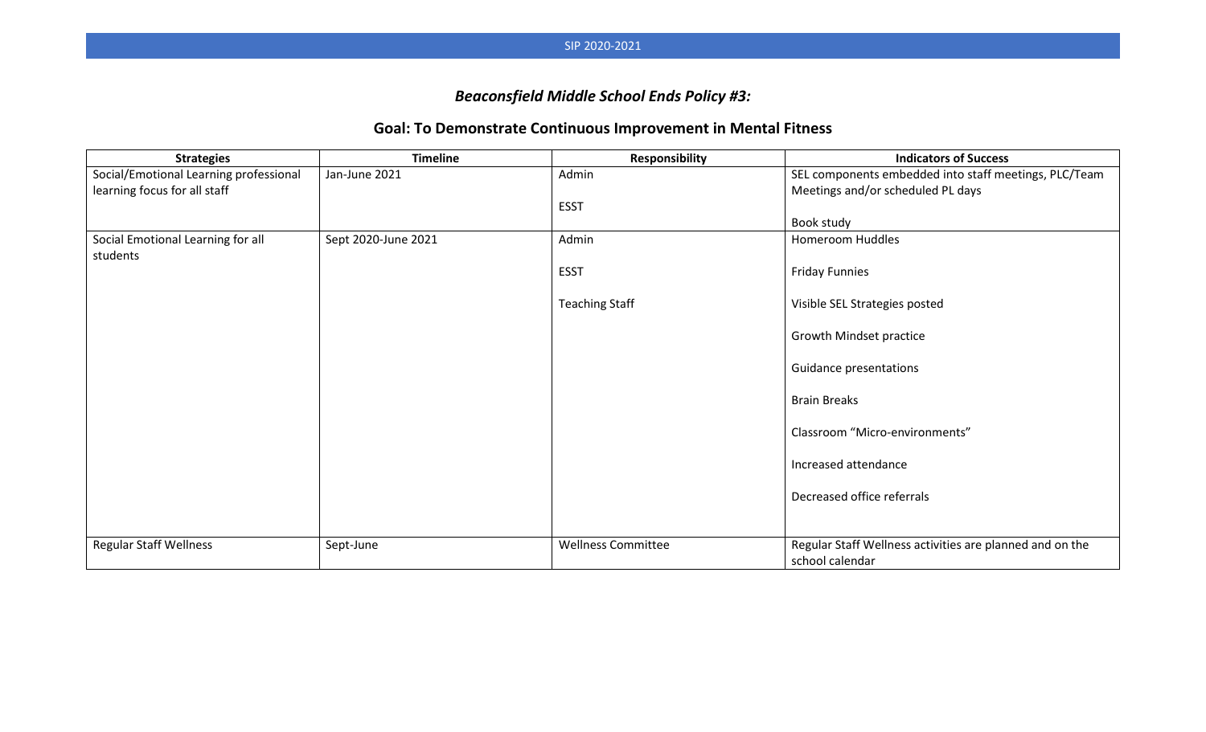### *Beaconsfield Middle School Ends Policy #3:*

### Goal: To Demonstrate Continuous Improvement in Mental Fitness

| Strategies | Timeline | Responsibility | Indicators of Success |
|---|---|---|---|
| Social/Emotional Learning professional learning focus for all staff | Jan-June 2021 | Admin<br><br>ESST | SEL components embedded into staff meetings, PLC/Team Meetings and/or scheduled PL days<br><br>Book study |
| Social Emotional Learning for all students | Sept 2020-June 2021 | Admin<br><br>ESST<br><br>Teaching Staff | Homeroom Huddles<br><br>Friday Funnies<br><br>Visible SEL Strategies posted<br><br>Growth Mindset practice<br><br>Guidance presentations<br><br>Brain Breaks<br><br>Classroom "Micro-environments"<br><br>Increased attendance<br><br>Decreased office referrals |
| Regular Staff Wellness | Sept-June | Wellness Committee | Regular Staff Wellness activities are planned and on the school calendar |